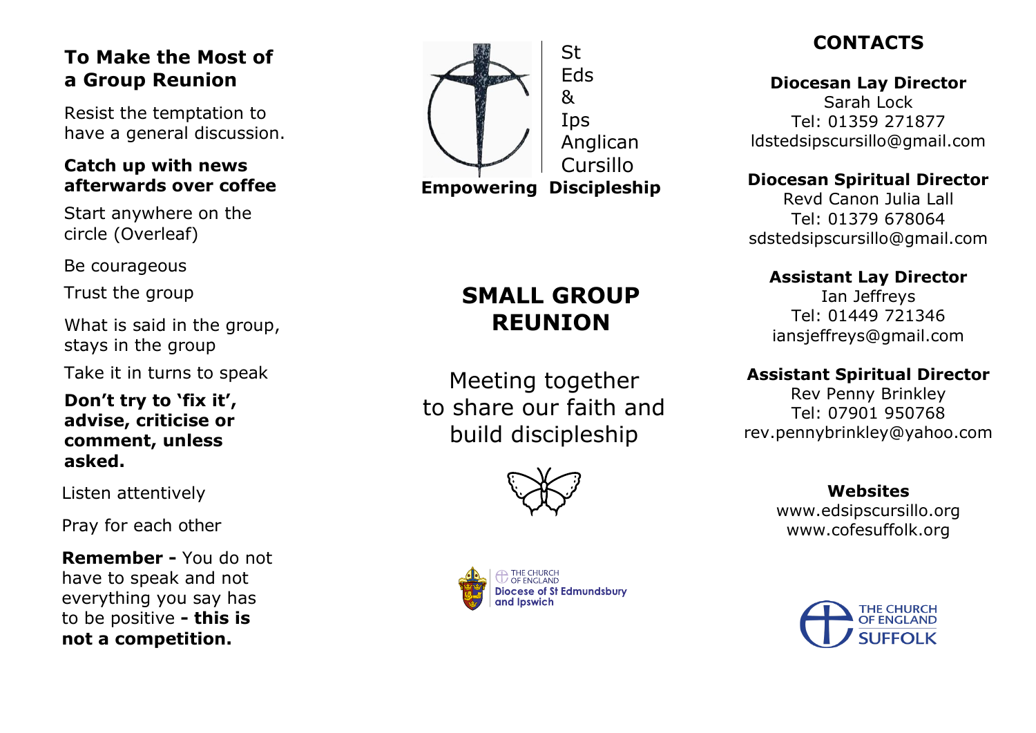## To Make the Most of a Group Reunion

Resist the temptation to have a general discussion.

**Catch up with news afterwards over coffee**

Start anywhere on the circle (Overleaf)

Be courageous

Trust the group

What is said in the group, stays in the group

Take it in turns to speak

**Don't try to 'fix it', advise, criticise or comment, unless asked.**

Listen attentively

Pray for each other

**Remember -** You do not have to speak and not everything you say has to be positive **- this is not a competition.**

St Eds & Ips Anglican Cursillo

**Empowering Discipleship**

# SMALL GROUP REUNION

Meeting together to share our faith and build discipleship

THE CHURCH OF ENGLAND
Diocese of St Edmundsbury and Ipswich

## CONTACTS

**Diocesan Lay Director**
Sarah Lock
Tel: 01359 271877
ldstedsipscursillo@gmail.com

**Diocesan Spiritual Director**
Revd Canon Julia Lall
Tel: 01379 678064
sdstedsipscursillo@gmail.com

**Assistant Lay Director**
Ian Jeffreys
Tel: 01449 721346
iansjeffreys@gmail.com

**Assistant Spiritual Director**
Rev Penny Brinkley
Tel: 07901 950768
rev.pennybrinkley@yahoo.com

**Websites**
www.edsipscursillo.org
www.cofesuffolk.org

THE CHURCH OF ENGLAND SUFFOLK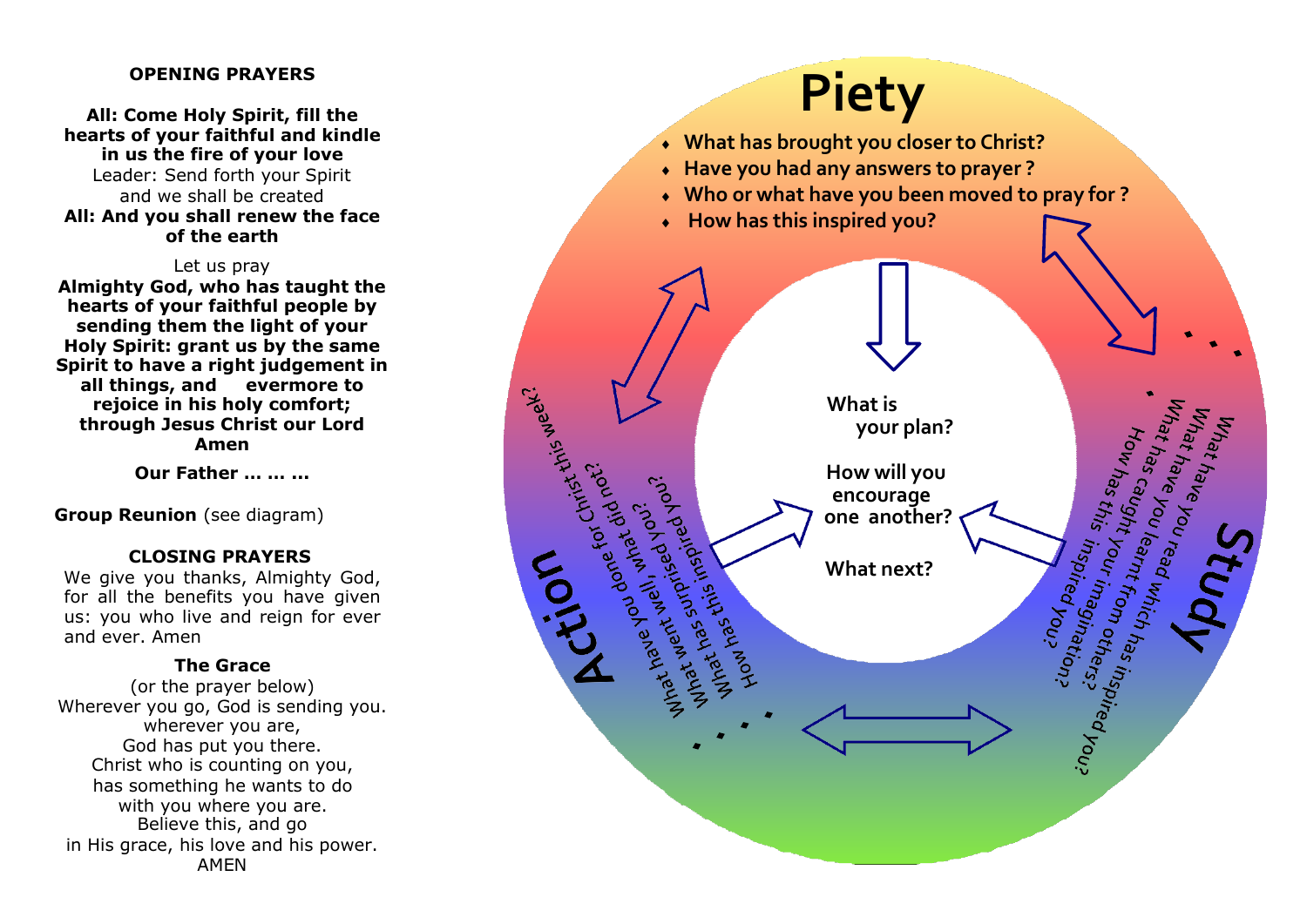**OPENING PRAYERS**

**All: Come Holy Spirit, fill the hearts of your faithful and kindle in us the fire of your love**
Leader: Send forth your Spirit and we shall be created
**All: And you shall renew the face of the earth**

Let us pray
**Almighty God, who has taught the hearts of your faithful people by sending them the light of your Holy Spirit: grant us by the same Spirit to have a right judgement in all things, and evermore to rejoice in his holy comfort; through Jesus Christ our Lord Amen**

**Our Father … … …**

**Group Reunion** (see diagram)

**CLOSING PRAYERS**

We give you thanks, Almighty God, for all the benefits you have given us: you who live and reign for ever and ever. Amen

**The Grace**
(or the prayer below)
Wherever you go, God is sending you.
wherever you are,
God has put you there.
Christ who is counting on you,
has something he wants to do
with you where you are.
Believe this, and go
in His grace, his love and his power.
AMEN

**Piety**

- What has brought you closer to Christ?
- Have you had any answers to prayer ?
- Who or what have you been moved to pray for ?
- How has this inspired you?

**Study**

What have you read which has inspired you?
What have you learnt from others?
What has caught your imagination?
How has this inspired you?

**Action**

What have you done for Christ this week?
What went well, what did not?
What has surprised you?
How has this inspired you?

What is your plan?

How will you encourage one another?

What next?